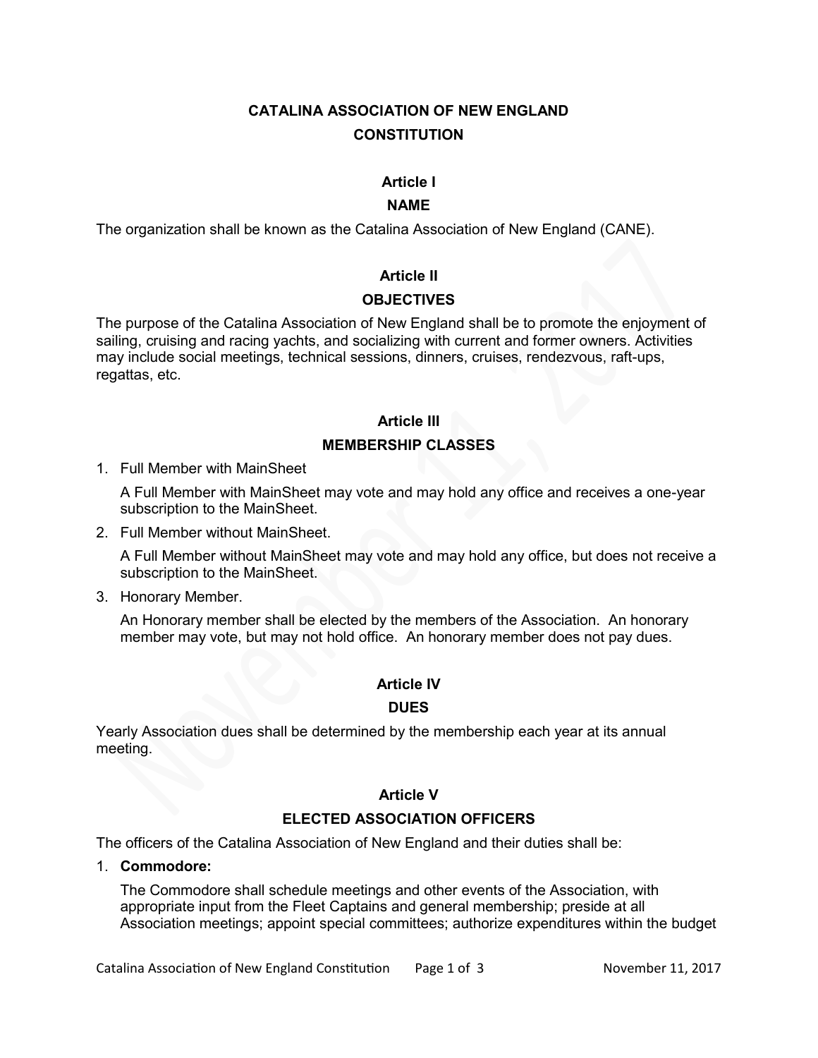# CATALINA ASSOCIATION OF NEW ENGLAND
# CONSTITUTION

## Article I
## NAME

The organization shall be known as the Catalina Association of New England (CANE).

## Article II
## OBJECTIVES

The purpose of the Catalina Association of New England shall be to promote the enjoyment of sailing, cruising and racing yachts, and socializing with current and former owners. Activities may include social meetings, technical sessions, dinners, cruises, rendezvous, raft-ups, regattas, etc.

## Article III
## MEMBERSHIP CLASSES

1. Full Member with MainSheet

   A Full Member with MainSheet may vote and may hold any office and receives a one-year subscription to the MainSheet.

2. Full Member without MainSheet.

   A Full Member without MainSheet may vote and may hold any office, but does not receive a subscription to the MainSheet.

3. Honorary Member.

   An Honorary member shall be elected by the members of the Association. An honorary member may vote, but may not hold office. An honorary member does not pay dues.

## Article IV
## DUES

Yearly Association dues shall be determined by the membership each year at its annual meeting.

## Article V
## ELECTED ASSOCIATION OFFICERS

The officers of the Catalina Association of New England and their duties shall be:

1. **Commodore:**

   The Commodore shall schedule meetings and other events of the Association, with appropriate input from the Fleet Captains and general membership; preside at all Association meetings; appoint special committees; authorize expenditures within the budget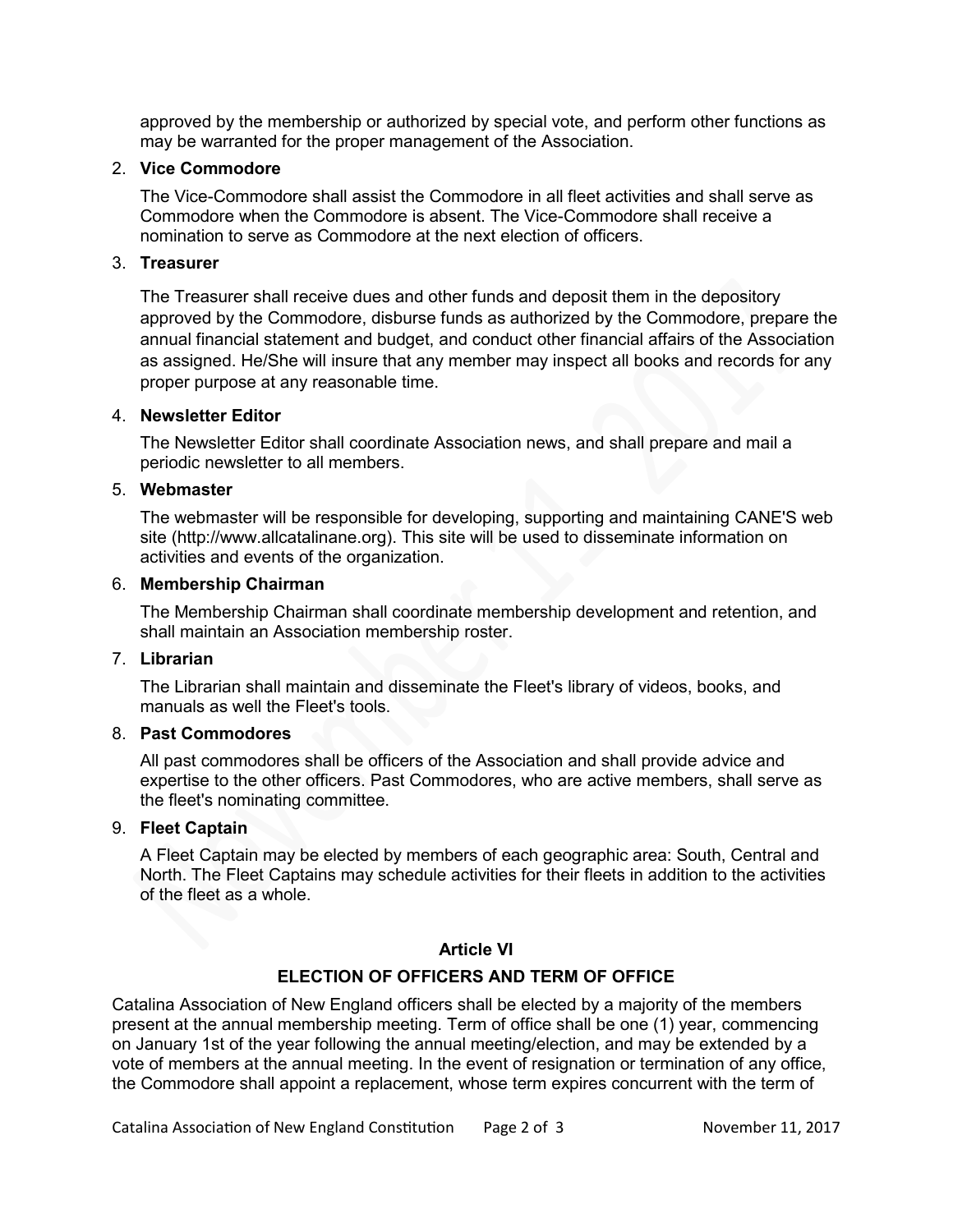approved by the membership or authorized by special vote, and perform other functions as may be warranted for the proper management of the Association.

2. **Vice Commodore**

   The Vice-Commodore shall assist the Commodore in all fleet activities and shall serve as Commodore when the Commodore is absent. The Vice-Commodore shall receive a nomination to serve as Commodore at the next election of officers.

3. **Treasurer**

   The Treasurer shall receive dues and other funds and deposit them in the depository approved by the Commodore, disburse funds as authorized by the Commodore, prepare the annual financial statement and budget, and conduct other financial affairs of the Association as assigned. He/She will insure that any member may inspect all books and records for any proper purpose at any reasonable time.

4. **Newsletter Editor**

   The Newsletter Editor shall coordinate Association news, and shall prepare and mail a periodic newsletter to all members.

5. **Webmaster**

   The webmaster will be responsible for developing, supporting and maintaining CANE'S web site (http://www.allcatalinane.org). This site will be used to disseminate information on activities and events of the organization.

6. **Membership Chairman**

   The Membership Chairman shall coordinate membership development and retention, and shall maintain an Association membership roster.

7. **Librarian**

   The Librarian shall maintain and disseminate the Fleet's library of videos, books, and manuals as well the Fleet's tools.

8. **Past Commodores**

   All past commodores shall be officers of the Association and shall provide advice and expertise to the other officers. Past Commodores, who are active members, shall serve as the fleet's nominating committee.

9. **Fleet Captain**

   A Fleet Captain may be elected by members of each geographic area: South, Central and North. The Fleet Captains may schedule activities for their fleets in addition to the activities of the fleet as a whole.

## Article VI

## ELECTION OF OFFICERS AND TERM OF OFFICE

Catalina Association of New England officers shall be elected by a majority of the members present at the annual membership meeting. Term of office shall be one (1) year, commencing on January 1st of the year following the annual meeting/election, and may be extended by a vote of members at the annual meeting. In the event of resignation or termination of any office, the Commodore shall appoint a replacement, whose term expires concurrent with the term of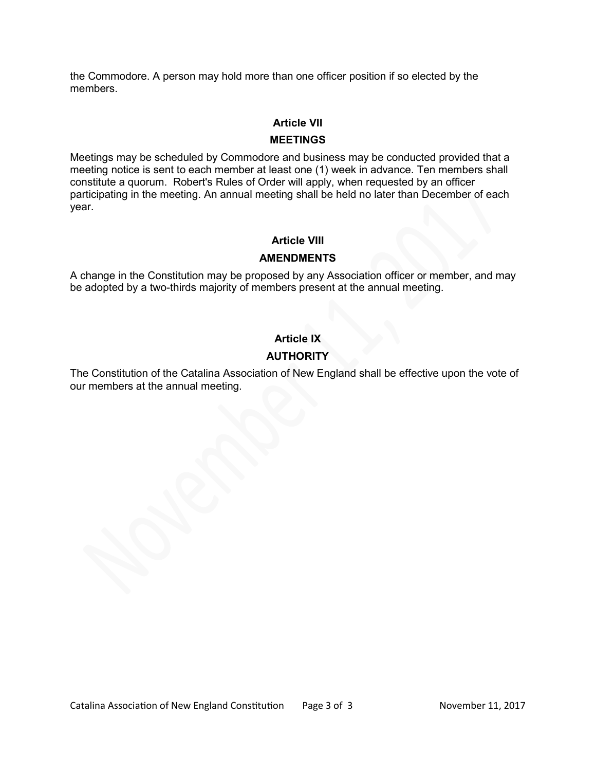the Commodore. A person may hold more than one officer position if so elected by the members.

## Article VII

## MEETINGS

Meetings may be scheduled by Commodore and business may be conducted provided that a meeting notice is sent to each member at least one (1) week in advance. Ten members shall constitute a quorum. Robert's Rules of Order will apply, when requested by an officer participating in the meeting. An annual meeting shall be held no later than December of each year.

## Article VIII

## AMENDMENTS

A change in the Constitution may be proposed by any Association officer or member, and may be adopted by a two-thirds majority of members present at the annual meeting.

## Article IX

## AUTHORITY

The Constitution of the Catalina Association of New England shall be effective upon the vote of our members at the annual meeting.